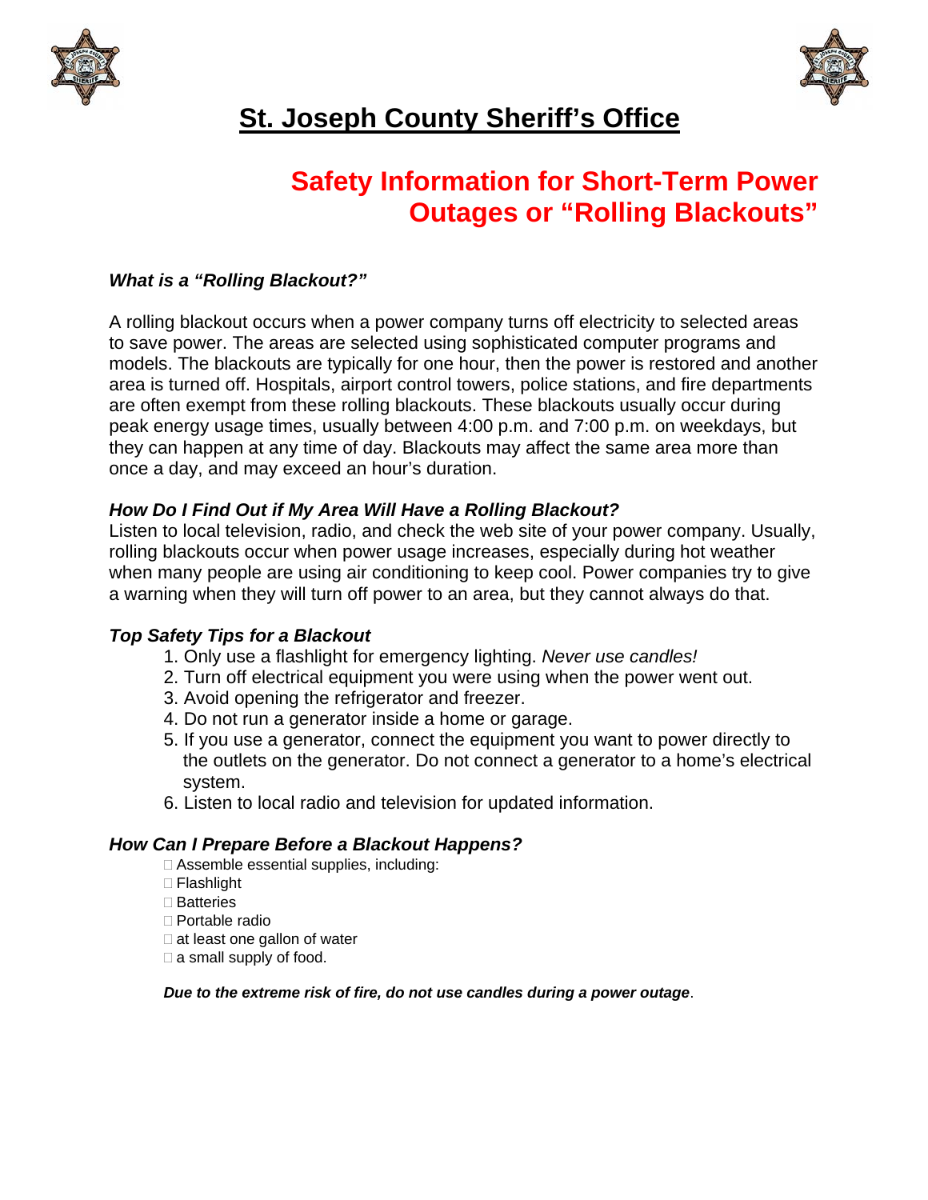# St. Joseph County Sheriff's Office

## Safety Information for Short-Term Power Outages or "Rolling Blackouts"

### *What is a "Rolling Blackout?"*

A rolling blackout occurs when a power company turns off electricity to selected areas to save power. The areas are selected using sophisticated computer programs and models. The blackouts are typically for one hour, then the power is restored and another area is turned off. Hospitals, airport control towers, police stations, and fire departments are often exempt from these rolling blackouts. These blackouts usually occur during peak energy usage times, usually between 4:00 p.m. and 7:00 p.m. on weekdays, but they can happen at any time of day. Blackouts may affect the same area more than once a day, and may exceed an hour's duration.

### *How Do I Find Out if My Area Will Have a Rolling Blackout?*

Listen to local television, radio, and check the web site of your power company. Usually, rolling blackouts occur when power usage increases, especially during hot weather when many people are using air conditioning to keep cool. Power companies try to give a warning when they will turn off power to an area, but they cannot always do that.

### *Top Safety Tips for a Blackout*

1. Only use a flashlight for emergency lighting. *Never use candles!*
2. Turn off electrical equipment you were using when the power went out.
3. Avoid opening the refrigerator and freezer.
4. Do not run a generator inside a home or garage.
5. If you use a generator, connect the equipment you want to power directly to the outlets on the generator. Do not connect a generator to a home's electrical system.
6. Listen to local radio and television for updated information.

### *How Can I Prepare Before a Blackout Happens?*

- Assemble essential supplies, including:
- Flashlight
- Batteries
- Portable radio
- at least one gallon of water
- a small supply of food.

***Due to the extreme risk of fire, do not use candles during a power outage***.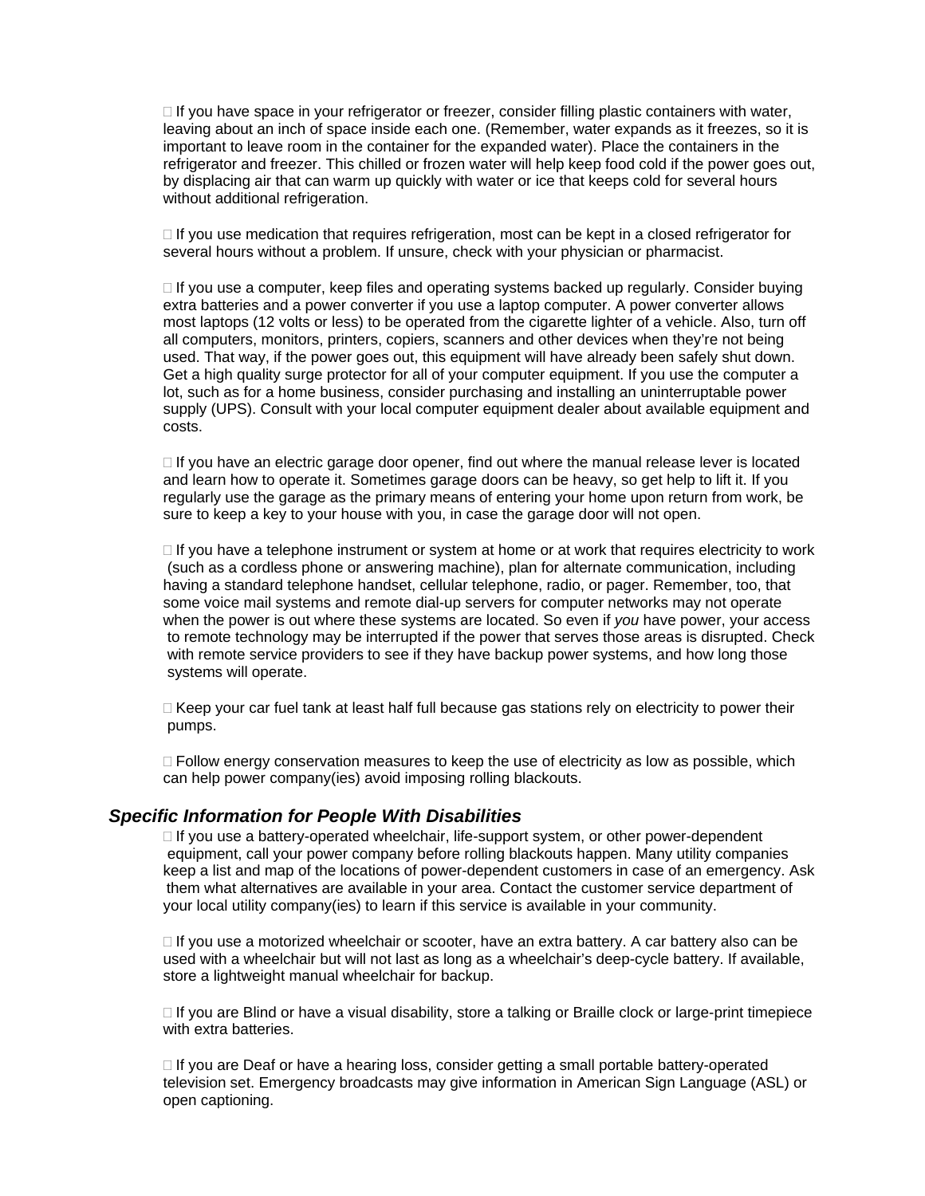- If you have space in your refrigerator or freezer, consider filling plastic containers with water, leaving about an inch of space inside each one. (Remember, water expands as it freezes, so it is important to leave room in the container for the expanded water). Place the containers in the refrigerator and freezer. This chilled or frozen water will help keep food cold if the power goes out, by displacing air that can warm up quickly with water or ice that keeps cold for several hours without additional refrigeration.

- If you use medication that requires refrigeration, most can be kept in a closed refrigerator for several hours without a problem. If unsure, check with your physician or pharmacist.

- If you use a computer, keep files and operating systems backed up regularly. Consider buying extra batteries and a power converter if you use a laptop computer. A power converter allows most laptops (12 volts or less) to be operated from the cigarette lighter of a vehicle. Also, turn off all computers, monitors, printers, copiers, scanners and other devices when they're not being used. That way, if the power goes out, this equipment will have already been safely shut down. Get a high quality surge protector for all of your computer equipment. If you use the computer a lot, such as for a home business, consider purchasing and installing an uninterruptable power supply (UPS). Consult with your local computer equipment dealer about available equipment and costs.

- If you have an electric garage door opener, find out where the manual release lever is located and learn how to operate it. Sometimes garage doors can be heavy, so get help to lift it. If you regularly use the garage as the primary means of entering your home upon return from work, be sure to keep a key to your house with you, in case the garage door will not open.

- If you have a telephone instrument or system at home or at work that requires electricity to work (such as a cordless phone or answering machine), plan for alternate communication, including having a standard telephone handset, cellular telephone, radio, or pager. Remember, too, that some voice mail systems and remote dial-up servers for computer networks may not operate when the power is out where these systems are located. So even if *you* have power, your access to remote technology may be interrupted if the power that serves those areas is disrupted. Check with remote service providers to see if they have backup power systems, and how long those systems will operate.

- Keep your car fuel tank at least half full because gas stations rely on electricity to power their pumps.

- Follow energy conservation measures to keep the use of electricity as low as possible, which can help power company(ies) avoid imposing rolling blackouts.

### *Specific Information for People With Disabilities*

- If you use a battery-operated wheelchair, life-support system, or other power-dependent equipment, call your power company before rolling blackouts happen. Many utility companies keep a list and map of the locations of power-dependent customers in case of an emergency. Ask them what alternatives are available in your area. Contact the customer service department of your local utility company(ies) to learn if this service is available in your community.

- If you use a motorized wheelchair or scooter, have an extra battery. A car battery also can be used with a wheelchair but will not last as long as a wheelchair's deep-cycle battery. If available, store a lightweight manual wheelchair for backup.

- If you are Blind or have a visual disability, store a talking or Braille clock or large-print timepiece with extra batteries.

- If you are Deaf or have a hearing loss, consider getting a small portable battery-operated television set. Emergency broadcasts may give information in American Sign Language (ASL) or open captioning.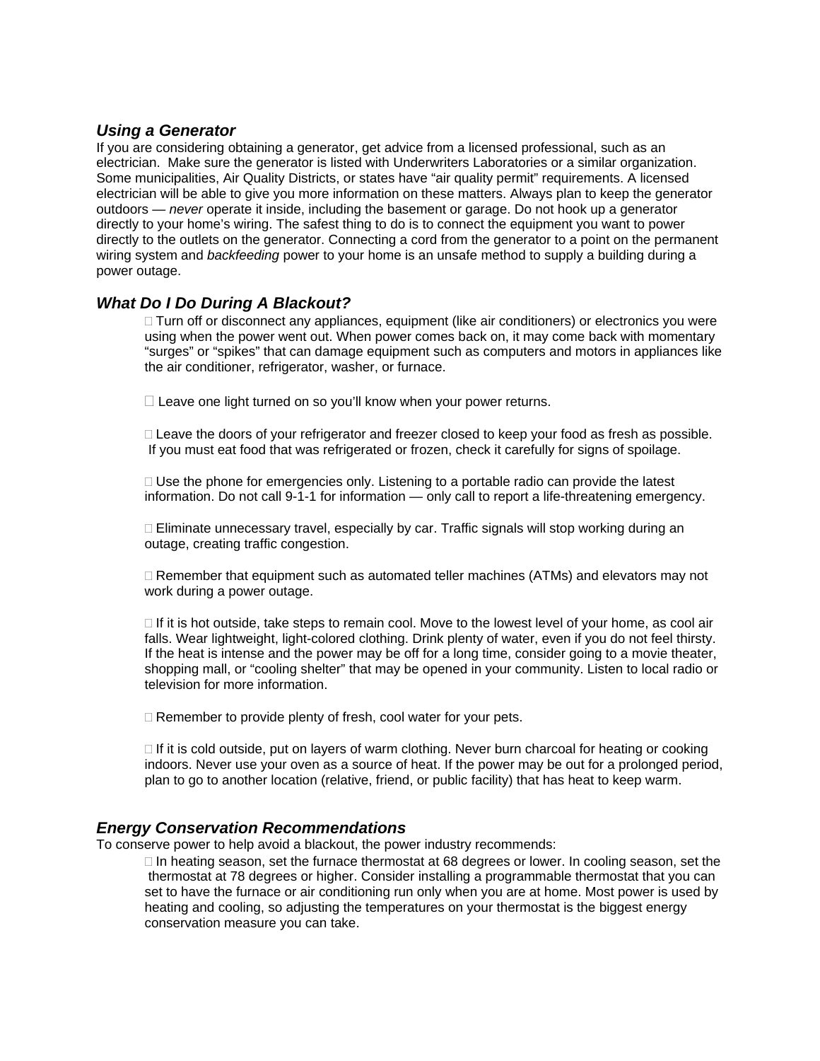### *Using a Generator*

If you are considering obtaining a generator, get advice from a licensed professional, such as an electrician. Make sure the generator is listed with Underwriters Laboratories or a similar organization. Some municipalities, Air Quality Districts, or states have "air quality permit" requirements. A licensed electrician will be able to give you more information on these matters. Always plan to keep the generator outdoors — *never* operate it inside, including the basement or garage. Do not hook up a generator directly to your home's wiring. The safest thing to do is to connect the equipment you want to power directly to the outlets on the generator. Connecting a cord from the generator to a point on the permanent wiring system and *backfeeding* power to your home is an unsafe method to supply a building during a power outage.

### *What Do I Do During A Blackout?*

- Turn off or disconnect any appliances, equipment (like air conditioners) or electronics you were using when the power went out. When power comes back on, it may come back with momentary "surges" or "spikes" that can damage equipment such as computers and motors in appliances like the air conditioner, refrigerator, washer, or furnace.

- Leave one light turned on so you'll know when your power returns.

- Leave the doors of your refrigerator and freezer closed to keep your food as fresh as possible. If you must eat food that was refrigerated or frozen, check it carefully for signs of spoilage.

- Use the phone for emergencies only. Listening to a portable radio can provide the latest information. Do not call 9-1-1 for information — only call to report a life-threatening emergency.

- Eliminate unnecessary travel, especially by car. Traffic signals will stop working during an outage, creating traffic congestion.

- Remember that equipment such as automated teller machines (ATMs) and elevators may not work during a power outage.

- If it is hot outside, take steps to remain cool. Move to the lowest level of your home, as cool air falls. Wear lightweight, light-colored clothing. Drink plenty of water, even if you do not feel thirsty. If the heat is intense and the power may be off for a long time, consider going to a movie theater, shopping mall, or "cooling shelter" that may be opened in your community. Listen to local radio or television for more information.

- Remember to provide plenty of fresh, cool water for your pets.

- If it is cold outside, put on layers of warm clothing. Never burn charcoal for heating or cooking indoors. Never use your oven as a source of heat. If the power may be out for a prolonged period, plan to go to another location (relative, friend, or public facility) that has heat to keep warm.

### *Energy Conservation Recommendations*

To conserve power to help avoid a blackout, the power industry recommends:

- In heating season, set the furnace thermostat at 68 degrees or lower. In cooling season, set the thermostat at 78 degrees or higher. Consider installing a programmable thermostat that you can set to have the furnace or air conditioning run only when you are at home. Most power is used by heating and cooling, so adjusting the temperatures on your thermostat is the biggest energy conservation measure you can take.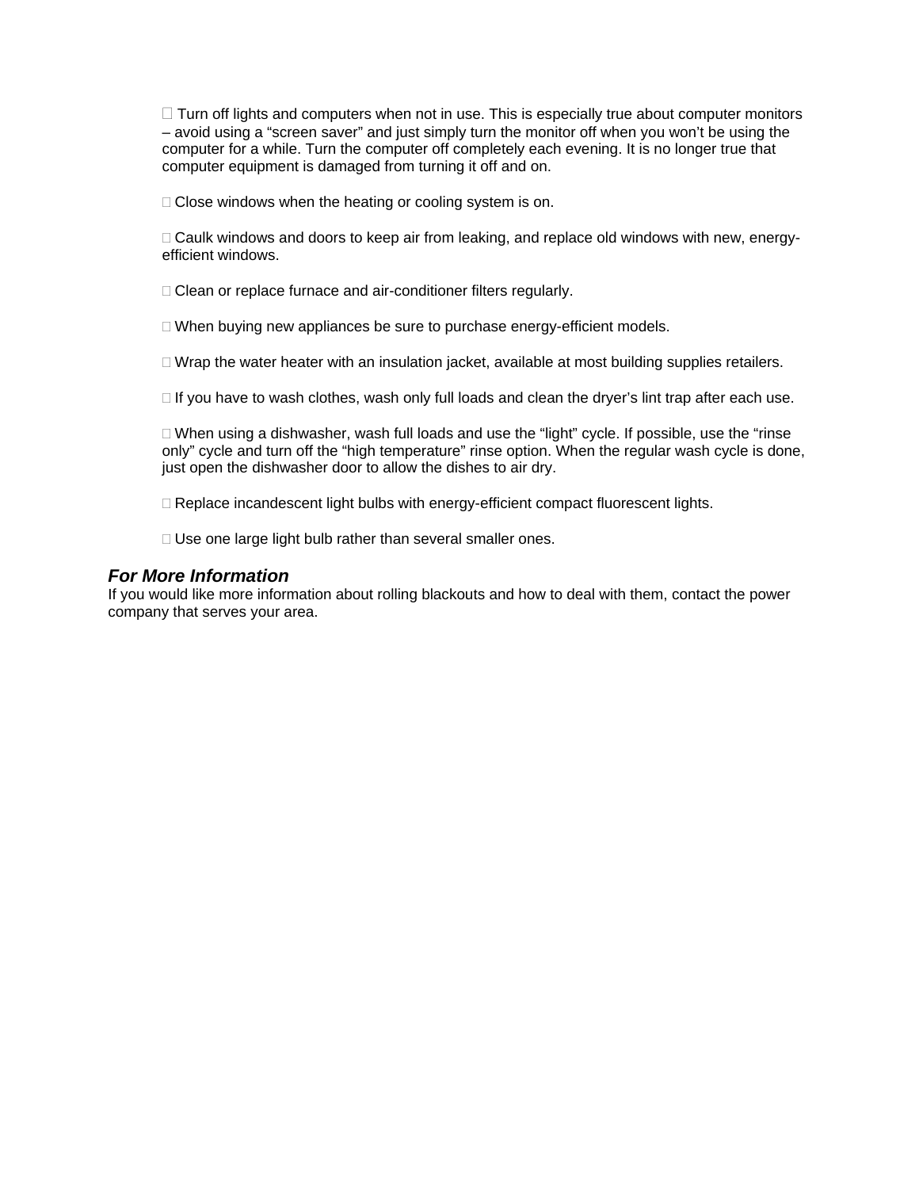- Turn off lights and computers when not in use. This is especially true about computer monitors – avoid using a "screen saver" and just simply turn the monitor off when you won't be using the computer for a while. Turn the computer off completely each evening. It is no longer true that computer equipment is damaged from turning it off and on.

- Close windows when the heating or cooling system is on.

- Caulk windows and doors to keep air from leaking, and replace old windows with new, energy-efficient windows.

- Clean or replace furnace and air-conditioner filters regularly.

- When buying new appliances be sure to purchase energy-efficient models.

- Wrap the water heater with an insulation jacket, available at most building supplies retailers.

- If you have to wash clothes, wash only full loads and clean the dryer's lint trap after each use.

- When using a dishwasher, wash full loads and use the "light" cycle. If possible, use the "rinse only" cycle and turn off the "high temperature" rinse option. When the regular wash cycle is done, just open the dishwasher door to allow the dishes to air dry.

- Replace incandescent light bulbs with energy-efficient compact fluorescent lights.

- Use one large light bulb rather than several smaller ones.

### *For More Information*

If you would like more information about rolling blackouts and how to deal with them, contact the power company that serves your area.